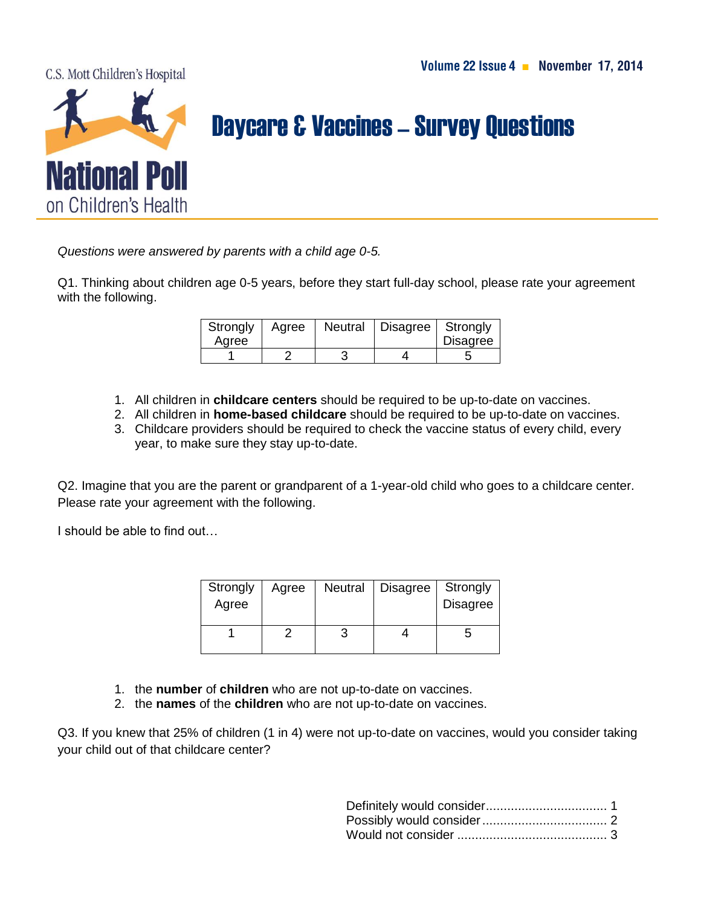C.S. Mott Children's Hospital

**National Poll on Children's Health**

Volume 22 Issue 4 ■ November 17, 2014

# Daycare & Vaccines – Survey Questions

*Questions were answered by parents with a child age 0-5.*

Q1. Thinking about children age 0-5 years, before they start full-day school, please rate your agreement with the following.

| Strongly Agree | Agree | Neutral | Disagree | Strongly Disagree |
|---|---|---|---|---|
| 1 | 2 | 3 | 4 | 5 |

1. All children in **childcare centers** should be required to be up-to-date on vaccines.
2. All children in **home-based childcare** should be required to be up-to-date on vaccines.
3. Childcare providers should be required to check the vaccine status of every child, every year, to make sure they stay up-to-date.

Q2. Imagine that you are the parent or grandparent of a 1-year-old child who goes to a childcare center. Please rate your agreement with the following.

I should be able to find out…

| Strongly Agree | Agree | Neutral | Disagree | Strongly Disagree |
|---|---|---|---|---|
| 1 | 2 | 3 | 4 | 5 |

1. the **number** of **children** who are not up-to-date on vaccines.
2. the **names** of the **children** who are not up-to-date on vaccines.

Q3. If you knew that 25% of children (1 in 4) were not up-to-date on vaccines, would you consider taking your child out of that childcare center?

Definitely would consider.................................. 1
Possibly would consider.................................. 2
Would not consider .......................................... 3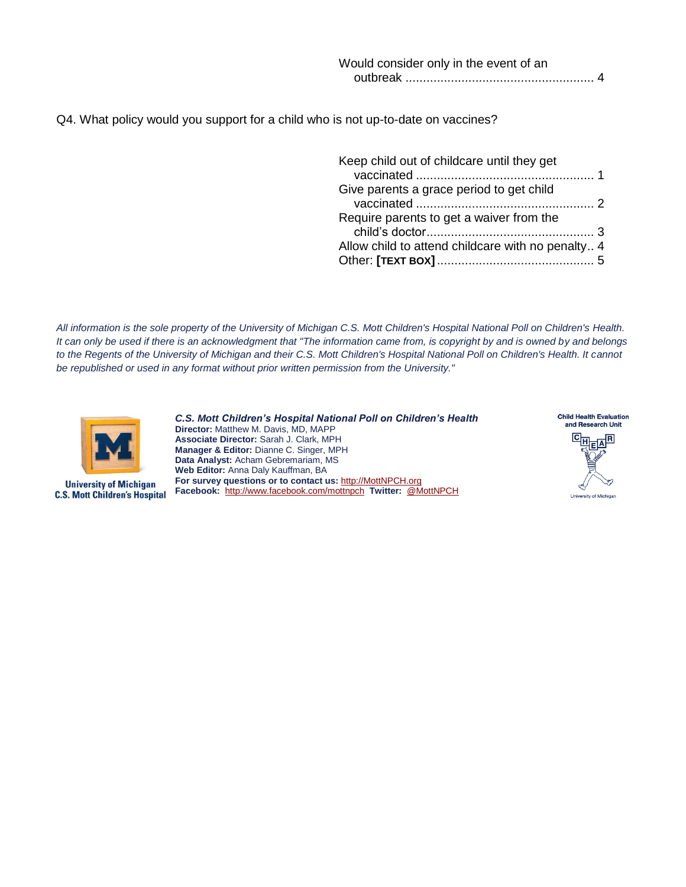Would consider only in the event of an outbreak ...................................................... 4

Q4. What policy would you support for a child who is not up-to-date on vaccines?

Keep child out of childcare until they get vaccinated .................................................. 1
Give parents a grace period to get child vaccinated .................................................. 2
Require parents to get a waiver from the child's doctor................................................ 3
Allow child to attend childcare with no penalty.. 4
Other: **[TEXT BOX]** ............................................. 5

*All information is the sole property of the University of Michigan C.S. Mott Children's Hospital National Poll on Children's Health. It can only be used if there is an acknowledgment that "The information came from, is copyright by and is owned by and belongs to the Regents of the University of Michigan and their C.S. Mott Children's Hospital National Poll on Children's Health. It cannot be republished or used in any format without prior written permission from the University."*

University of Michigan
C.S. Mott Children's Hospital

***C.S. Mott Children's Hospital National Poll on Children's Health***
**Director:** Matthew M. Davis, MD, MAPP
**Associate Director:** Sarah J. Clark, MPH
**Manager & Editor:** Dianne C. Singer, MPH
**Data Analyst:** Acham Gebremariam, MS
**Web Editor:** Anna Daly Kauffman, BA
**For survey questions or to contact us:** http://MottNPCH.org
**Facebook:** http://www.facebook.com/mottnpch **Twitter:** @MottNPCH

Child Health Evaluation and Research Unit
CHEAR
University of Michigan